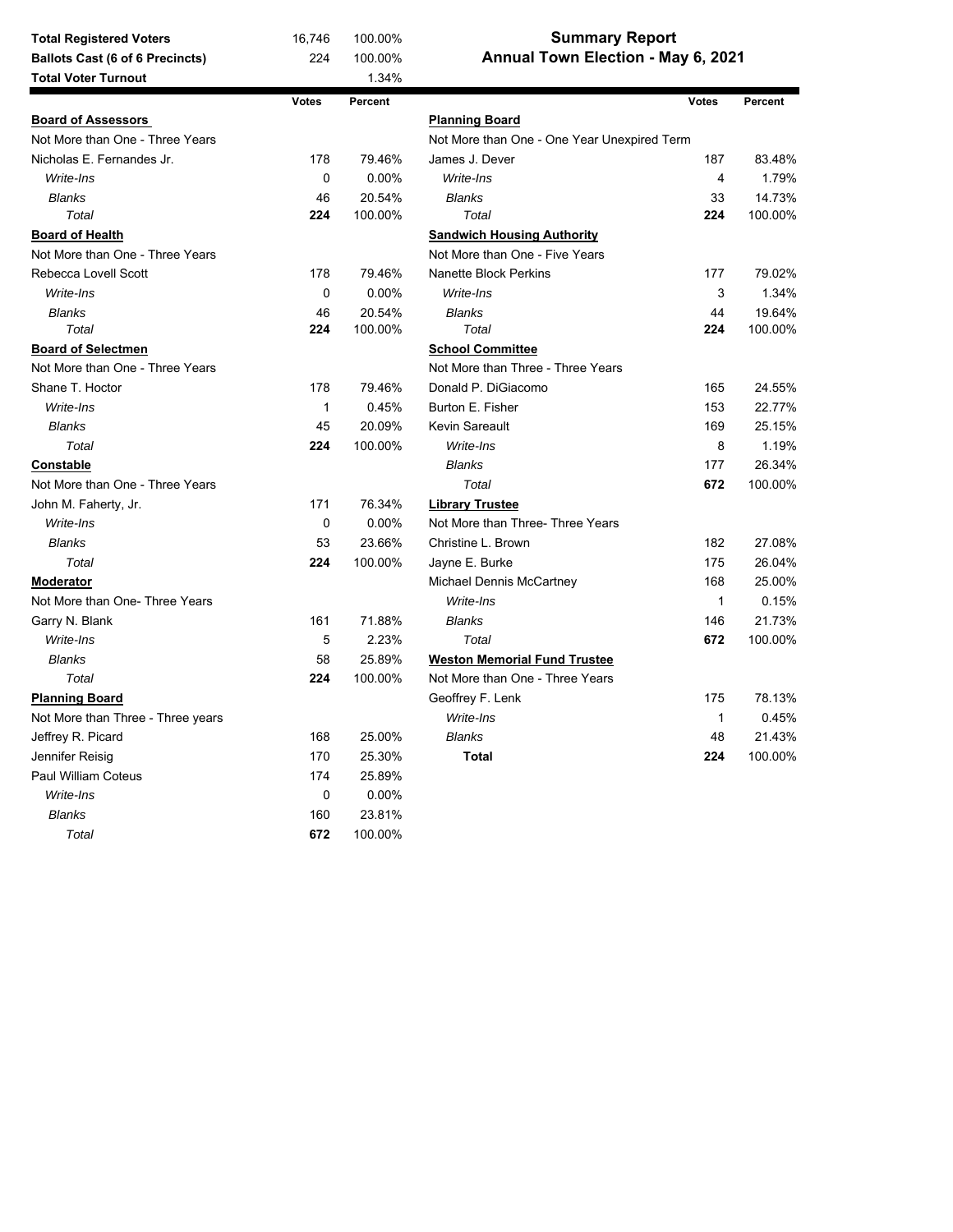# Summary Report
## Annual Town Election - May 6, 2021

| | | |
|---|---|---|
| **Total Registered Voters** | 16,746 | 100.00% |
| **Ballots Cast (6 of 6 Precincts)** | 224 | 100.00% |
| **Total Voter Turnout** | | 1.34% |

| | Votes | Percent |
|---|---|---|
| **Board of Assessors** | | |
| Not More than One - Three Years | | |
| Nicholas E. Fernandes Jr. | 178 | 79.46% |
| *Write-Ins* | 0 | 0.00% |
| *Blanks* | 46 | 20.54% |
| *Total* | **224** | 100.00% |
| **Board of Health** | | |
| Not More than One - Three Years | | |
| Rebecca Lovell Scott | 178 | 79.46% |
| *Write-Ins* | 0 | 0.00% |
| *Blanks* | 46 | 20.54% |
| *Total* | **224** | 100.00% |
| **Board of Selectmen** | | |
| Not More than One - Three Years | | |
| Shane T. Hoctor | 178 | 79.46% |
| *Write-Ins* | 1 | 0.45% |
| *Blanks* | 45 | 20.09% |
| *Total* | **224** | 100.00% |
| **Constable** | | |
| Not More than One - Three Years | | |
| John M. Faherty, Jr. | 171 | 76.34% |
| *Write-Ins* | 0 | 0.00% |
| *Blanks* | 53 | 23.66% |
| *Total* | **224** | 100.00% |
| **Moderator** | | |
| Not More than One- Three Years | | |
| Garry N. Blank | 161 | 71.88% |
| *Write-Ins* | 5 | 2.23% |
| *Blanks* | 58 | 25.89% |
| *Total* | **224** | 100.00% |
| **Planning Board** | | |
| Not More than Three - Three years | | |
| Jeffrey R. Picard | 168 | 25.00% |
| Jennifer Reisig | 170 | 25.30% |
| Paul William Coteus | 174 | 25.89% |
| *Write-Ins* | 0 | 0.00% |
| *Blanks* | 160 | 23.81% |
| *Total* | **672** | 100.00% |
| **Planning Board** | | |
| Not More than One - One Year Unexpired Term | | |
| James J. Dever | 187 | 83.48% |
| *Write-Ins* | 4 | 1.79% |
| *Blanks* | 33 | 14.73% |
| *Total* | **224** | 100.00% |
| **Sandwich Housing Authority** | | |
| Not More than One - Five Years | | |
| Nanette Block Perkins | 177 | 79.02% |
| *Write-Ins* | 3 | 1.34% |
| *Blanks* | 44 | 19.64% |
| *Total* | **224** | 100.00% |
| **School Committee** | | |
| Not More than Three - Three Years | | |
| Donald P. DiGiacomo | 165 | 24.55% |
| Burton E. Fisher | 153 | 22.77% |
| Kevin Sareault | 169 | 25.15% |
| *Write-Ins* | 8 | 1.19% |
| *Blanks* | 177 | 26.34% |
| *Total* | **672** | 100.00% |
| **Library Trustee** | | |
| Not More than Three- Three Years | | |
| Christine L. Brown | 182 | 27.08% |
| Jayne E. Burke | 175 | 26.04% |
| Michael Dennis McCartney | 168 | 25.00% |
| *Write-Ins* | 1 | 0.15% |
| *Blanks* | 146 | 21.73% |
| *Total* | **672** | 100.00% |
| **Weston Memorial Fund Trustee** | | |
| Not More than One - Three Years | | |
| Geoffrey F. Lenk | 175 | 78.13% |
| *Write-Ins* | 1 | 0.45% |
| *Blanks* | 48 | 21.43% |
| **Total** | **224** | 100.00% |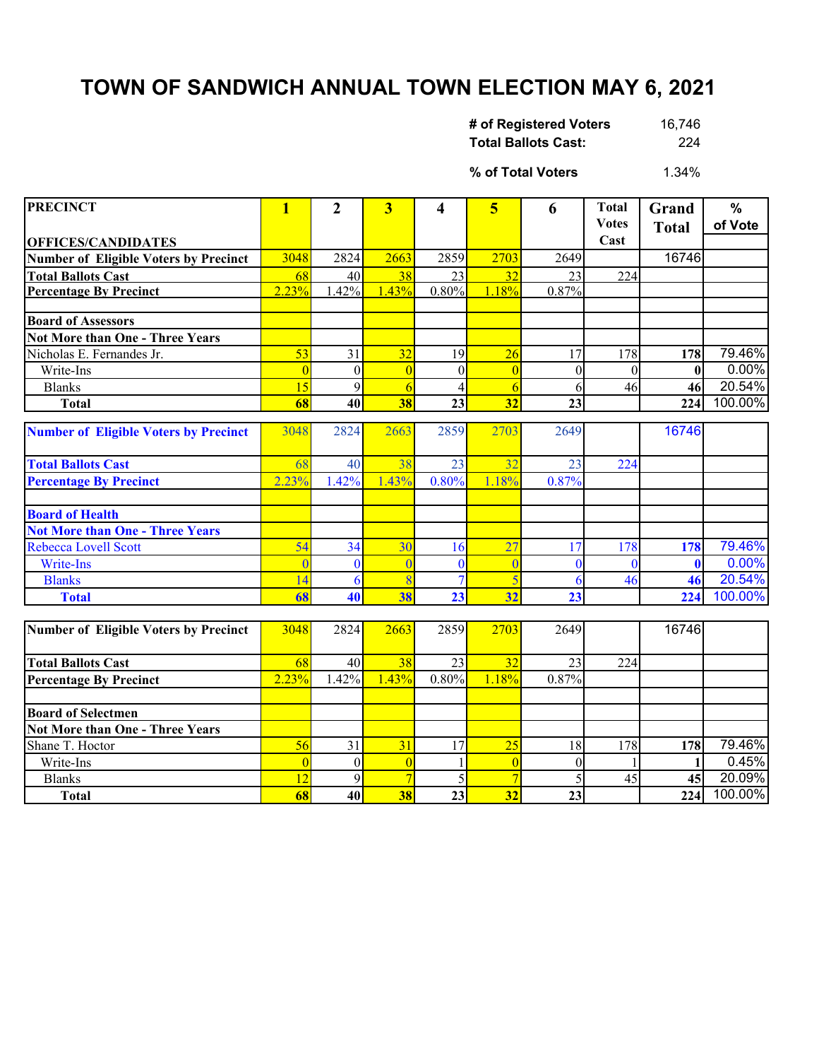# TOWN OF SANDWICH ANNUAL TOWN ELECTION MAY 6, 2021

| | |
|---|---|
| **# of Registered Voters** | 16,746 |
| **Total Ballots Cast:** | 224 |
| **% of Total Voters** | 1.34% |

| PRECINCT / OFFICES/CANDIDATES | 1 | 2 | 3 | 4 | 5 | 6 | Total Votes Cast | Grand Total | % of Vote |
|---|---|---|---|---|---|---|---|---|---|
| **Number of Eligible Voters by Precinct** | 3048 | 2824 | 2663 | 2859 | 2703 | 2649 | | 16746 | |
| **Total Ballots Cast** | 68 | 40 | 38 | 23 | 32 | 23 | 224 | | |
| **Percentage By Precinct** | 2.23% | 1.42% | 1.43% | 0.80% | 1.18% | 0.87% | | | |
| | | | | | | | | | |
| **Board of Assessors** | | | | | | | | | |
| **Not More than One - Three Years** | | | | | | | | | |
| Nicholas E. Fernandes Jr. | 53 | 31 | 32 | 19 | 26 | 17 | 178 | **178** | 79.46% |
| Write-Ins | 0 | 0 | 0 | 0 | 0 | 0 | 0 | **0** | 0.00% |
| Blanks | 15 | 9 | 6 | 4 | 6 | 6 | 46 | **46** | 20.54% |
| **Total** | **68** | **40** | **38** | **23** | **32** | **23** | | **224** | 100.00% |

| PRECINCT / OFFICES/CANDIDATES | 1 | 2 | 3 | 4 | 5 | 6 | Total Votes Cast | Grand Total | % of Vote |
|---|---|---|---|---|---|---|---|---|---|
| **Number of Eligible Voters by Precinct** | 3048 | 2824 | 2663 | 2859 | 2703 | 2649 | | 16746 | |
| **Total Ballots Cast** | 68 | 40 | 38 | 23 | 32 | 23 | 224 | | |
| **Percentage By Precinct** | 2.23% | 1.42% | 1.43% | 0.80% | 1.18% | 0.87% | | | |
| | | | | | | | | | |
| **Board of Health** | | | | | | | | | |
| **Not More than One - Three Years** | | | | | | | | | |
| Rebecca Lovell Scott | 54 | 34 | 30 | 16 | 27 | 17 | 178 | **178** | 79.46% |
| Write-Ins | 0 | 0 | 0 | 0 | 0 | 0 | 0 | **0** | 0.00% |
| Blanks | 14 | 6 | 8 | 7 | 5 | 6 | 46 | **46** | 20.54% |
| **Total** | **68** | **40** | **38** | **23** | **32** | **23** | | **224** | 100.00% |

| PRECINCT / OFFICES/CANDIDATES | 1 | 2 | 3 | 4 | 5 | 6 | Total Votes Cast | Grand Total | % of Vote |
|---|---|---|---|---|---|---|---|---|---|
| **Number of Eligible Voters by Precinct** | 3048 | 2824 | 2663 | 2859 | 2703 | 2649 | | 16746 | |
| **Total Ballots Cast** | 68 | 40 | 38 | 23 | 32 | 23 | 224 | | |
| **Percentage By Precinct** | 2.23% | 1.42% | 1.43% | 0.80% | 1.18% | 0.87% | | | |
| | | | | | | | | | |
| **Board of Selectmen** | | | | | | | | | |
| **Not More than One - Three Years** | | | | | | | | | |
| Shane T. Hoctor | 56 | 31 | 31 | 17 | 25 | 18 | 178 | **178** | 79.46% |
| Write-Ins | 0 | 0 | 0 | 1 | 0 | 0 | 1 | **1** | 0.45% |
| Blanks | 12 | 9 | 7 | 5 | 7 | 5 | 45 | **45** | 20.09% |
| **Total** | **68** | **40** | **38** | **23** | **32** | **23** | | **224** | 100.00% |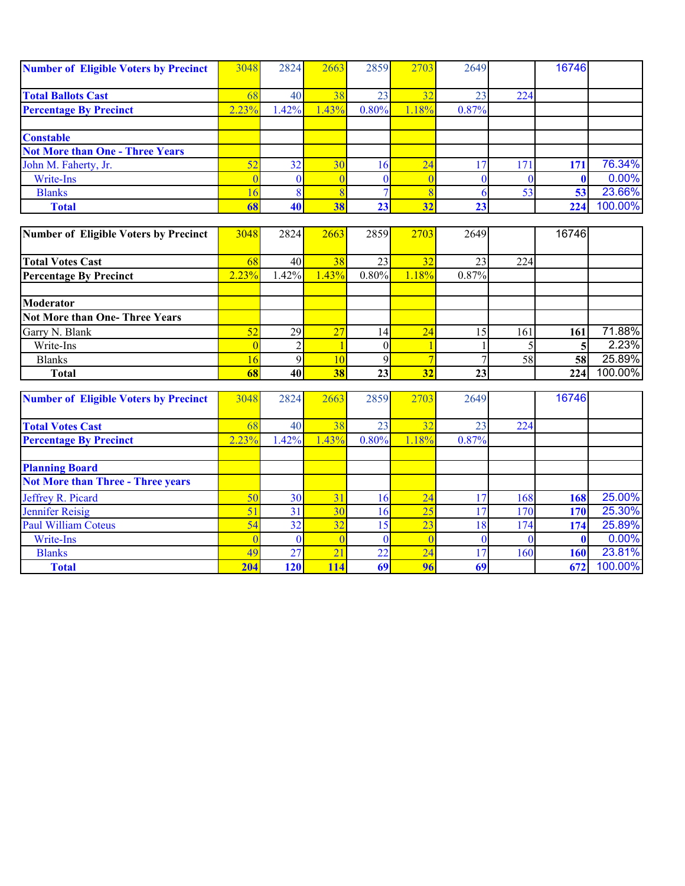| Number of Eligible Voters by Precinct | 3048 | 2824 | 2663 | 2859 | 2703 | 2649 | | 16746 | |
|---|---|---|---|---|---|---|---|---|---|
| Total Ballots Cast | 68 | 40 | 38 | 23 | 32 | 23 | 224 | | |
| Percentage By Precinct | 2.23% | 1.42% | 1.43% | 0.80% | 1.18% | 0.87% | | | |
| | | | | | | | | | |
| **Constable** | | | | | | | | | |
| **Not More than One - Three Years** | | | | | | | | | |
| John M. Faherty, Jr. | 52 | 32 | 30 | 16 | 24 | 17 | 171 | **171** | 76.34% |
| Write-Ins | 0 | 0 | 0 | 0 | 0 | 0 | 0 | **0** | 0.00% |
| Blanks | 16 | 8 | 8 | 7 | 8 | 6 | 53 | **53** | 23.66% |
| **Total** | **68** | **40** | **38** | **23** | **32** | **23** | | **224** | 100.00% |

| Number of Eligible Voters by Precinct | 3048 | 2824 | 2663 | 2859 | 2703 | 2649 | | 16746 | |
|---|---|---|---|---|---|---|---|---|---|
| Total Votes Cast | 68 | 40 | 38 | 23 | 32 | 23 | 224 | | |
| Percentage By Precinct | 2.23% | 1.42% | 1.43% | 0.80% | 1.18% | 0.87% | | | |
| | | | | | | | | | |
| **Moderator** | | | | | | | | | |
| **Not More than One- Three Years** | | | | | | | | | |
| Garry N. Blank | 52 | 29 | 27 | 14 | 24 | 15 | 161 | **161** | 71.88% |
| Write-Ins | 0 | 2 | 1 | 0 | 1 | 1 | 5 | **5** | 2.23% |
| Blanks | 16 | 9 | 10 | 9 | 7 | 7 | 58 | **58** | 25.89% |
| **Total** | **68** | **40** | **38** | **23** | **32** | **23** | | **224** | 100.00% |

| Number of Eligible Voters by Precinct | 3048 | 2824 | 2663 | 2859 | 2703 | 2649 | | 16746 | |
|---|---|---|---|---|---|---|---|---|---|
| Total Votes Cast | 68 | 40 | 38 | 23 | 32 | 23 | 224 | | |
| Percentage By Precinct | 2.23% | 1.42% | 1.43% | 0.80% | 1.18% | 0.87% | | | |
| | | | | | | | | | |
| **Planning Board** | | | | | | | | | |
| **Not More than Three - Three years** | | | | | | | | | |
| Jeffrey R. Picard | 50 | 30 | 31 | 16 | 24 | 17 | 168 | **168** | 25.00% |
| Jennifer Reisig | 51 | 31 | 30 | 16 | 25 | 17 | 170 | **170** | 25.30% |
| Paul William Coteus | 54 | 32 | 32 | 15 | 23 | 18 | 174 | **174** | 25.89% |
| Write-Ins | 0 | 0 | 0 | 0 | 0 | 0 | 0 | **0** | 0.00% |
| Blanks | 49 | 27 | 21 | 22 | 24 | 17 | 160 | **160** | 23.81% |
| **Total** | **204** | **120** | **114** | **69** | **96** | **69** | | **672** | 100.00% |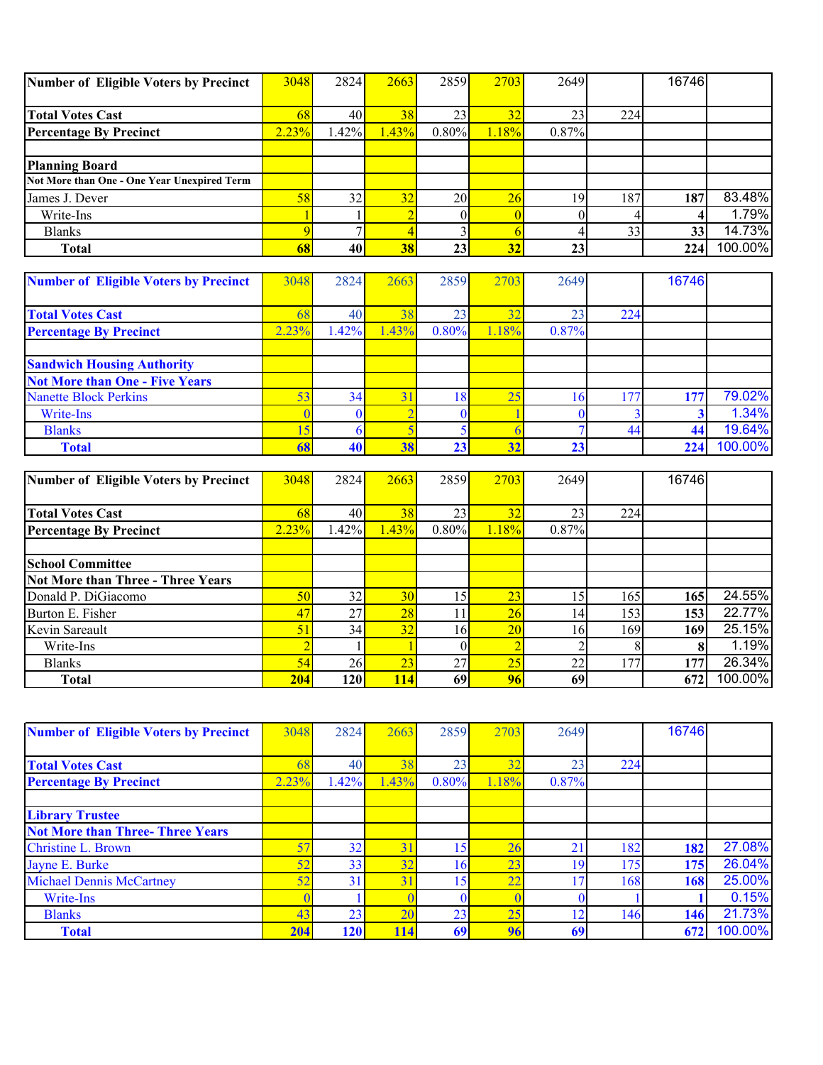| Number of Eligible Voters by Precinct | 3048 | 2824 | 2663 | 2859 | 2703 | 2649 | | 16746 | |
|---|---|---|---|---|---|---|---|---|---|
| Total Votes Cast | 68 | 40 | 38 | 23 | 32 | 23 | 224 | | |
| Percentage By Precinct | 2.23% | 1.42% | 1.43% | 0.80% | 1.18% | 0.87% | | | |
| | | | | | | | | | |
| **Planning Board** | | | | | | | | | |
| **Not More than One - One Year Unexpired Term** | | | | | | | | | |
| James J. Dever | 58 | 32 | 32 | 20 | 26 | 19 | 187 | **187** | 83.48% |
| Write-Ins | 1 | 1 | 2 | 0 | 0 | 0 | 4 | **4** | 1.79% |
| Blanks | 9 | 7 | 4 | 3 | 6 | 4 | 33 | **33** | 14.73% |
| **Total** | **68** | **40** | **38** | **23** | **32** | **23** | | **224** | 100.00% |

| Number of Eligible Voters by Precinct | 3048 | 2824 | 2663 | 2859 | 2703 | 2649 | | 16746 | |
|---|---|---|---|---|---|---|---|---|---|
| Total Votes Cast | 68 | 40 | 38 | 23 | 32 | 23 | 224 | | |
| Percentage By Precinct | 2.23% | 1.42% | 1.43% | 0.80% | 1.18% | 0.87% | | | |
| | | | | | | | | | |
| **Sandwich Housing Authority** | | | | | | | | | |
| **Not More than One - Five Years** | | | | | | | | | |
| Nanette Block Perkins | 53 | 34 | 31 | 18 | 25 | 16 | 177 | **177** | 79.02% |
| Write-Ins | 0 | 0 | 2 | 0 | 1 | 0 | 3 | **3** | 1.34% |
| Blanks | 15 | 6 | 5 | 5 | 6 | 7 | 44 | **44** | 19.64% |
| **Total** | **68** | **40** | **38** | **23** | **32** | **23** | | **224** | 100.00% |

| Number of Eligible Voters by Precinct | 3048 | 2824 | 2663 | 2859 | 2703 | 2649 | | 16746 | |
|---|---|---|---|---|---|---|---|---|---|
| Total Votes Cast | 68 | 40 | 38 | 23 | 32 | 23 | 224 | | |
| Percentage By Precinct | 2.23% | 1.42% | 1.43% | 0.80% | 1.18% | 0.87% | | | |
| | | | | | | | | | |
| **School Committee** | | | | | | | | | |
| **Not More than Three - Three Years** | | | | | | | | | |
| Donald P. DiGiacomo | 50 | 32 | 30 | 15 | 23 | 15 | 165 | **165** | 24.55% |
| Burton E. Fisher | 47 | 27 | 28 | 11 | 26 | 14 | 153 | **153** | 22.77% |
| Kevin Sareault | 51 | 34 | 32 | 16 | 20 | 16 | 169 | **169** | 25.15% |
| Write-Ins | 2 | 1 | 1 | 0 | 2 | 2 | 8 | **8** | 1.19% |
| Blanks | 54 | 26 | 23 | 27 | 25 | 22 | 177 | **177** | 26.34% |
| **Total** | **204** | **120** | **114** | **69** | **96** | **69** | | **672** | 100.00% |

| Number of Eligible Voters by Precinct | 3048 | 2824 | 2663 | 2859 | 2703 | 2649 | | 16746 | |
|---|---|---|---|---|---|---|---|---|---|
| Total Votes Cast | 68 | 40 | 38 | 23 | 32 | 23 | 224 | | |
| Percentage By Precinct | 2.23% | 1.42% | 1.43% | 0.80% | 1.18% | 0.87% | | | |
| | | | | | | | | | |
| **Library Trustee** | | | | | | | | | |
| **Not More than Three- Three Years** | | | | | | | | | |
| Christine L. Brown | 57 | 32 | 31 | 15 | 26 | 21 | 182 | **182** | 27.08% |
| Jayne E. Burke | 52 | 33 | 32 | 16 | 23 | 19 | 175 | **175** | 26.04% |
| Michael Dennis McCartney | 52 | 31 | 31 | 15 | 22 | 17 | 168 | **168** | 25.00% |
| Write-Ins | 0 | 1 | 0 | 0 | 0 | 0 | 1 | **1** | 0.15% |
| Blanks | 43 | 23 | 20 | 23 | 25 | 12 | 146 | **146** | 21.73% |
| **Total** | **204** | **120** | **114** | **69** | **96** | **69** | | **672** | 100.00% |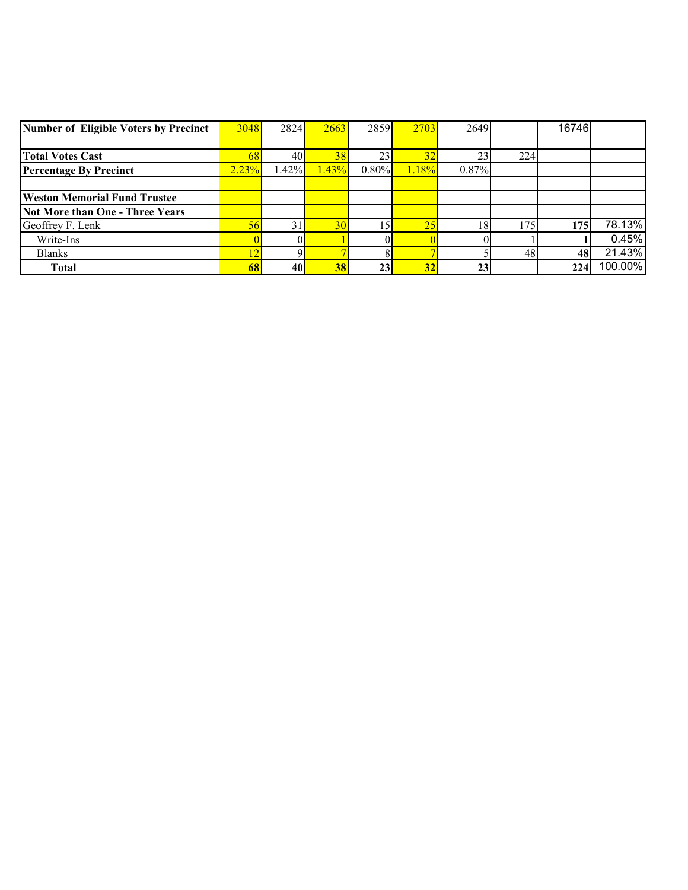| | | | | | | | | | |
|---|---|---|---|---|---|---|---|---|---|
| **Number of Eligible Voters by Precinct** | 3048 | 2824 | 2663 | 2859 | 2703 | 2649 | | 16746 | |
| **Total Votes Cast** | 68 | 40 | 38 | 23 | 32 | 23 | 224 | | |
| **Percentage By Precinct** | 2.23% | 1.42% | 1.43% | 0.80% | 1.18% | 0.87% | | | |
| | | | | | | | | | |
| **Weston Memorial Fund Trustee** | | | | | | | | | |
| **Not More than One - Three Years** | | | | | | | | | |
| Geoffrey F. Lenk | 56 | 31 | 30 | 15 | 25 | 18 | 175 | **175** | 78.13% |
| Write-Ins | 0 | 0 | 1 | 0 | 0 | 0 | 1 | **1** | 0.45% |
| Blanks | 12 | 9 | 7 | 8 | 7 | 5 | 48 | **48** | 21.43% |
| **Total** | **68** | **40** | **38** | **23** | **32** | **23** | | **224** | 100.00% |